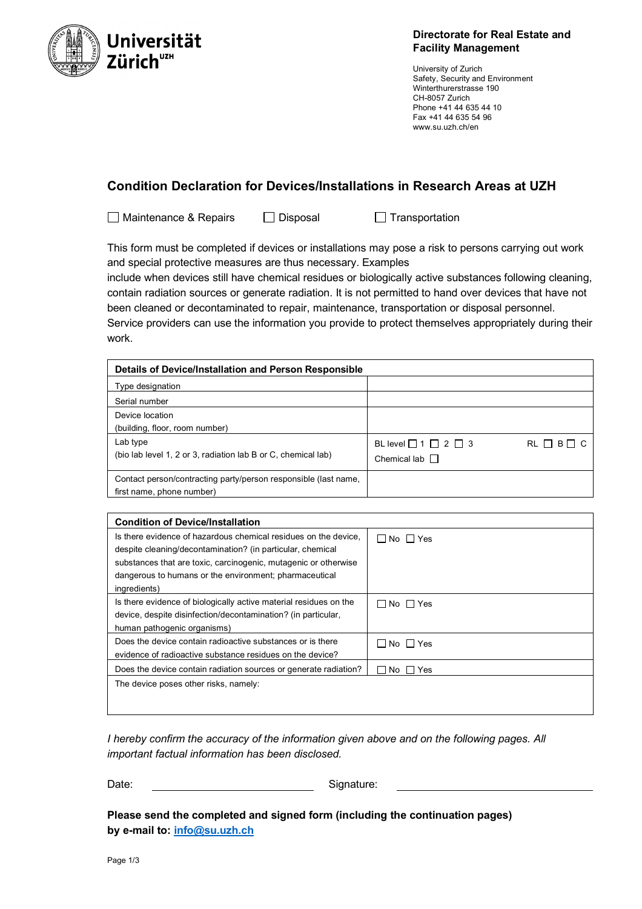Universität Zürich[UZH]

**Directorate for Real Estate and Facility Management**

University of Zurich
Safety, Security and Environment
Winterthurerstrasse 190
CH-8057 Zurich
Phone +41 44 635 44 10
Fax +41 44 635 54 96
www.su.uzh.ch/en

## Condition Declaration for Devices/Installations in Research Areas at UZH

☐ Maintenance & Repairs ☐ Disposal ☐ Transportation

This form must be completed if devices or installations may pose a risk to persons carrying out work and special protective measures are thus necessary. Examples include when devices still have chemical residues or biologically active substances following cleaning, contain radiation sources or generate radiation. It is not permitted to hand over devices that have not been cleaned or decontaminated to repair, maintenance, transportation or disposal personnel. Service providers can use the information you provide to protect themselves appropriately during their work.

| **Details of Device/Installation and Person Responsible** | |
|---|---|
| Type designation | |
| Serial number | |
| Device location (building, floor, room number) | |
| Lab type (bio lab level 1, 2 or 3, radiation lab B or C, chemical lab) | BL level ☐ 1 ☐ 2 ☐ 3 RL ☐ B ☐ C<br>Chemical lab ☐ |
| Contact person/contracting party/person responsible (last name, first name, phone number) | |

| **Condition of Device/Installation** | |
|---|---|
| Is there evidence of hazardous chemical residues on the device, despite cleaning/decontamination? (in particular, chemical substances that are toxic, carcinogenic, mutagenic or otherwise dangerous to humans or the environment; pharmaceutical ingredients) | ☐ No ☐ Yes |
| Is there evidence of biologically active material residues on the device, despite disinfection/decontamination? (in particular, human pathogenic organisms) | ☐ No ☐ Yes |
| Does the device contain radioactive substances or is there evidence of radioactive substance residues on the device? | ☐ No ☐ Yes |
| Does the device contain radiation sources or generate radiation? | ☐ No ☐ Yes |
| The device poses other risks, namely: | |

*I hereby confirm the accuracy of the information given above and on the following pages. All important factual information has been disclosed.*

Date: ______________________ Signature: ______________________

**Please send the completed and signed form (including the continuation pages) by e-mail to: info@su.uzh.ch**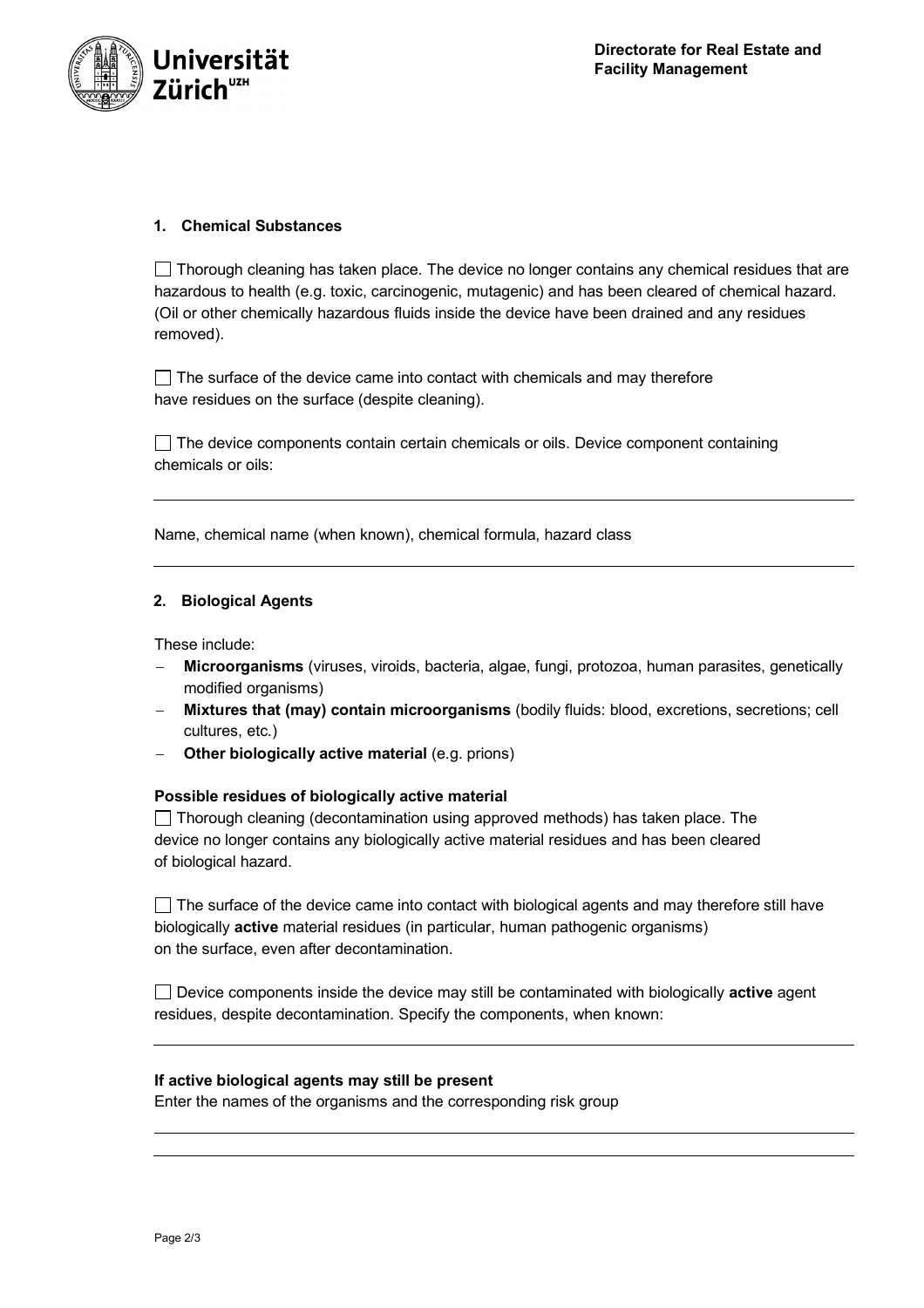### 1. Chemical Substances

☐ Thorough cleaning has taken place. The device no longer contains any chemical residues that are hazardous to health (e.g. toxic, carcinogenic, mutagenic) and has been cleared of chemical hazard. (Oil or other chemically hazardous fluids inside the device have been drained and any residues removed).

☐ The surface of the device came into contact with chemicals and may therefore have residues on the surface (despite cleaning).

☐ The device components contain certain chemicals or oils. Device component containing chemicals or oils:

\_\_\_\_\_\_\_\_\_\_\_\_\_\_\_\_\_\_\_\_\_\_\_\_\_\_\_\_\_\_\_\_\_\_\_\_\_\_\_\_\_\_\_\_\_\_\_\_\_\_\_\_\_\_\_\_\_\_\_\_

Name, chemical name (when known), chemical formula, hazard class

\_\_\_\_\_\_\_\_\_\_\_\_\_\_\_\_\_\_\_\_\_\_\_\_\_\_\_\_\_\_\_\_\_\_\_\_\_\_\_\_\_\_\_\_\_\_\_\_\_\_\_\_\_\_\_\_\_\_\_\_

### 2. Biological Agents

These include:

- **Microorganisms** (viruses, viroids, bacteria, algae, fungi, protozoa, human parasites, genetically modified organisms)
- **Mixtures that (may) contain microorganisms** (bodily fluids: blood, excretions, secretions; cell cultures, etc.)
- **Other biologically active material** (e.g. prions)

**Possible residues of biologically active material**

☐ Thorough cleaning (decontamination using approved methods) has taken place. The device no longer contains any biologically active material residues and has been cleared of biological hazard.

☐ The surface of the device came into contact with biological agents and may therefore still have biologically **active** material residues (in particular, human pathogenic organisms) on the surface, even after decontamination.

☐ Device components inside the device may still be contaminated with biologically **active** agent residues, despite decontamination. Specify the components, when known:

\_\_\_\_\_\_\_\_\_\_\_\_\_\_\_\_\_\_\_\_\_\_\_\_\_\_\_\_\_\_\_\_\_\_\_\_\_\_\_\_\_\_\_\_\_\_\_\_\_\_\_\_\_\_\_\_\_\_\_\_

**If active biological agents may still be present**

Enter the names of the organisms and the corresponding risk group

\_\_\_\_\_\_\_\_\_\_\_\_\_\_\_\_\_\_\_\_\_\_\_\_\_\_\_\_\_\_\_\_\_\_\_\_\_\_\_\_\_\_\_\_\_\_\_\_\_\_\_\_\_\_\_\_\_\_\_\_

\_\_\_\_\_\_\_\_\_\_\_\_\_\_\_\_\_\_\_\_\_\_\_\_\_\_\_\_\_\_\_\_\_\_\_\_\_\_\_\_\_\_\_\_\_\_\_\_\_\_\_\_\_\_\_\_\_\_\_\_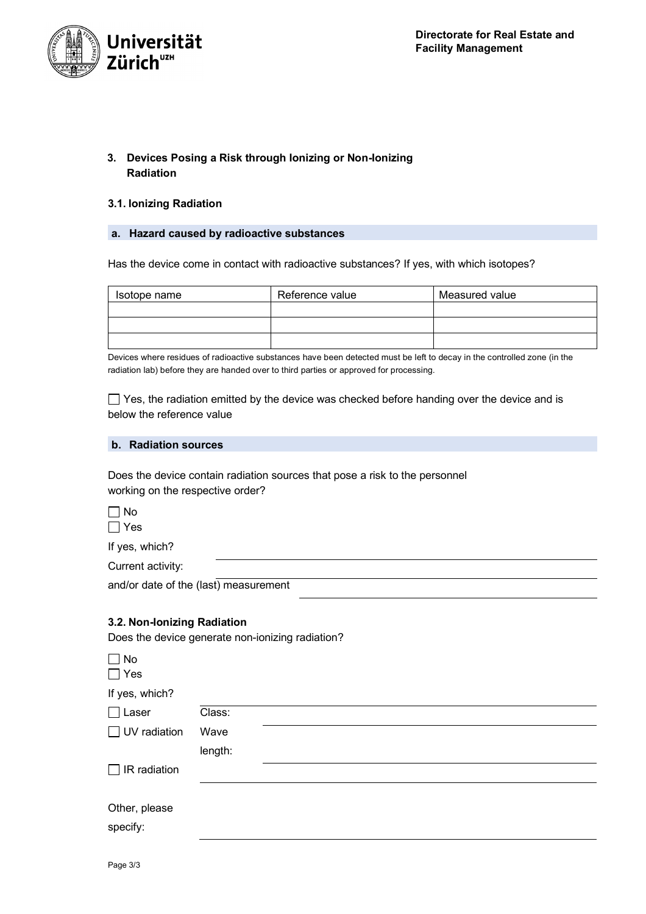## 3. Devices Posing a Risk through Ionizing or Non-Ionizing Radiation

### 3.1. Ionizing Radiation

**a. Hazard caused by radioactive substances**

Has the device come in contact with radioactive substances? If yes, with which isotopes?

| Isotope name | Reference value | Measured value |
| --- | --- | --- |
| | | |
| | | |
| | | |

Devices where residues of radioactive substances have been detected must be left to decay in the controlled zone (in the radiation lab) before they are handed over to third parties or approved for processing.

☐ Yes, the radiation emitted by the device was checked before handing over the device and is below the reference value

**b. Radiation sources**

Does the device contain radiation sources that pose a risk to the personnel working on the respective order?

☐ No
☐ Yes

If yes, which? \_\_\_\_\_\_\_\_\_\_\_\_\_\_\_\_\_\_\_\_

Current activity: \_\_\_\_\_\_\_\_\_\_\_\_\_\_\_\_\_\_\_\_

and/or date of the (last) measurement \_\_\_\_\_\_\_\_\_\_\_\_\_\_\_\_\_\_\_\_

### 3.2. Non-Ionizing Radiation

Does the device generate non-ionizing radiation?

☐ No
☐ Yes

If yes, which? \_\_\_\_\_\_\_\_\_\_\_\_\_\_\_\_\_\_\_\_

☐ Laser Class: \_\_\_\_\_\_\_\_\_\_\_\_\_\_\_\_\_\_\_\_

☐ UV radiation Wave length: \_\_\_\_\_\_\_\_\_\_\_\_\_\_\_\_\_\_\_\_

☐ IR radiation \_\_\_\_\_\_\_\_\_\_\_\_\_\_\_\_\_\_\_\_

Other, please specify: \_\_\_\_\_\_\_\_\_\_\_\_\_\_\_\_\_\_\_\_